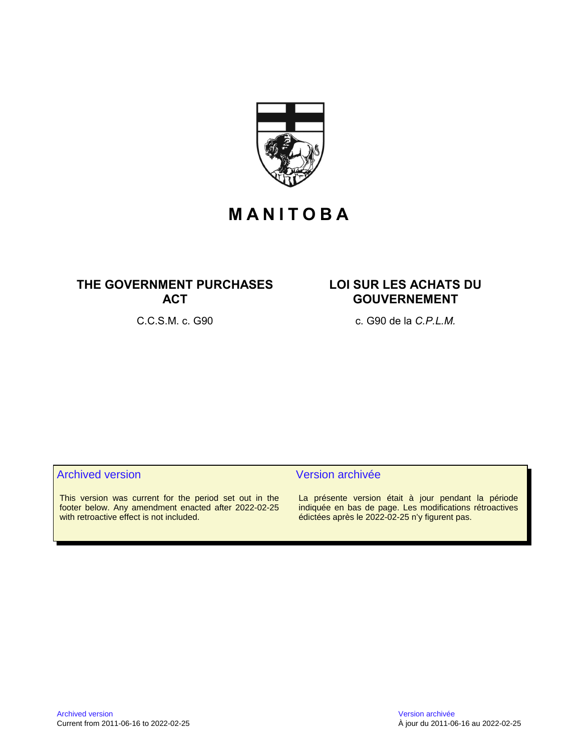# MANITOBA

## THE GOVERNMENT PURCHASES ACT

C.C.S.M. c. G90

## LOI SUR LES ACHATS DU GOUVERNEMENT

c. G90 de la *C.P.L.M.*

**Archived version**

This version was current for the period set out in the footer below. Any amendment enacted after 2022-02-25 with retroactive effect is not included.

**Version archivée**

La présente version était à jour pendant la période indiquée en bas de page. Les modifications rétroactives édictées après le 2022-02-25 n'y figurent pas.

Archived version
Current from 2011-06-16 to 2022-02-25

Version archivée
À jour du 2011-06-16 au 2022-02-25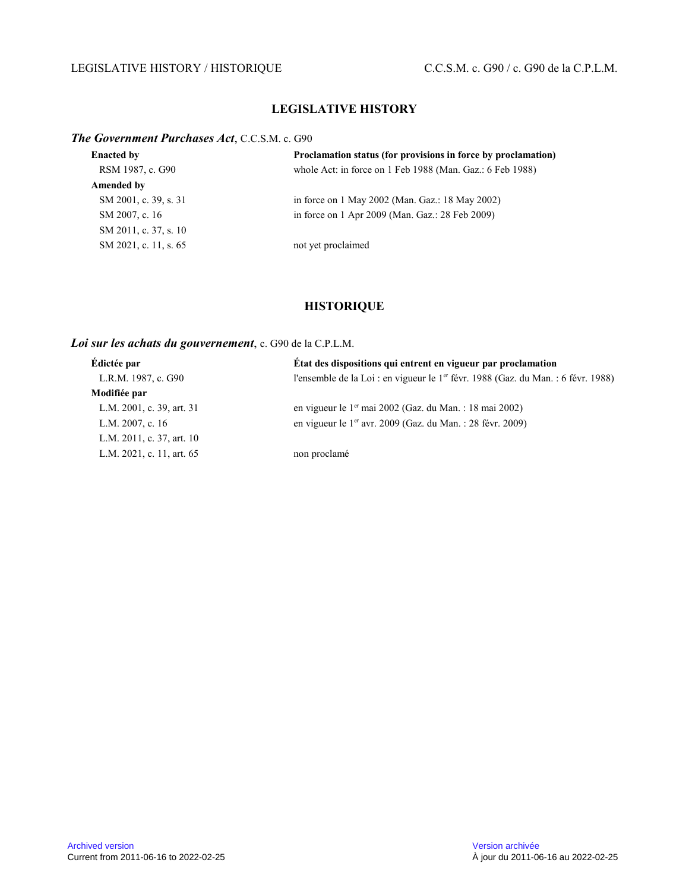## LEGISLATIVE HISTORY

***The Government Purchases Act***, C.C.S.M. c. G90

| **Enacted by** | **Proclamation status (for provisions in force by proclamation)** |
|---|---|
| RSM 1987, c. G90 | whole Act: in force on 1 Feb 1988 (Man. Gaz.: 6 Feb 1988) |
| **Amended by** | |
| SM 2001, c. 39, s. 31 | in force on 1 May 2002 (Man. Gaz.: 18 May 2002) |
| SM 2007, c. 16 | in force on 1 Apr 2009 (Man. Gaz.: 28 Feb 2009) |
| SM 2011, c. 37, s. 10 | |
| SM 2021, c. 11, s. 65 | not yet proclaimed |

## HISTORIQUE

***Loi sur les achats du gouvernement***, c. G90 de la C.P.L.M.

| **Édictée par** | **État des dispositions qui entrent en vigueur par proclamation** |
|---|---|
| L.R.M. 1987, c. G90 | l'ensemble de la Loi : en vigueur le 1er févr. 1988 (Gaz. du Man. : 6 févr. 1988) |
| **Modifiée par** | |
| L.M. 2001, c. 39, art. 31 | en vigueur le 1er mai 2002 (Gaz. du Man. : 18 mai 2002) |
| L.M. 2007, c. 16 | en vigueur le 1er avr. 2009 (Gaz. du Man. : 28 févr. 2009) |
| L.M. 2011, c. 37, art. 10 | |
| L.M. 2021, c. 11, art. 65 | non proclamé |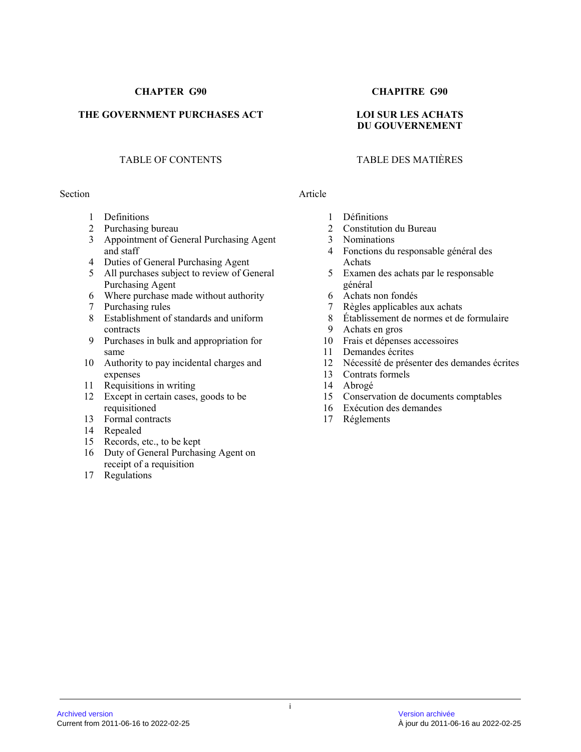**CHAPTER G90**

**THE GOVERNMENT PURCHASES ACT**

TABLE OF CONTENTS

Section

1 Definitions
2 Purchasing bureau
3 Appointment of General Purchasing Agent and staff
4 Duties of General Purchasing Agent
5 All purchases subject to review of General Purchasing Agent
6 Where purchase made without authority
7 Purchasing rules
8 Establishment of standards and uniform contracts
9 Purchases in bulk and appropriation for same
10 Authority to pay incidental charges and expenses
11 Requisitions in writing
12 Except in certain cases, goods to be requisitioned
13 Formal contracts
14 Repealed
15 Records, etc., to be kept
16 Duty of General Purchasing Agent on receipt of a requisition
17 Regulations

**CHAPITRE G90**

**LOI SUR LES ACHATS DU GOUVERNEMENT**

TABLE DES MATIÈRES

Article

1 Définitions
2 Constitution du Bureau
3 Nominations
4 Fonctions du responsable général des Achats
5 Examen des achats par le responsable général
6 Achats non fondés
7 Règles applicables aux achats
8 Établissement de normes et de formulaire
9 Achats en gros
10 Frais et dépenses accessoires
11 Demandes écrites
12 Nécessité de présenter des demandes écrites
13 Contrats formels
14 Abrogé
15 Conservation de documents comptables
16 Exécution des demandes
17 Réglements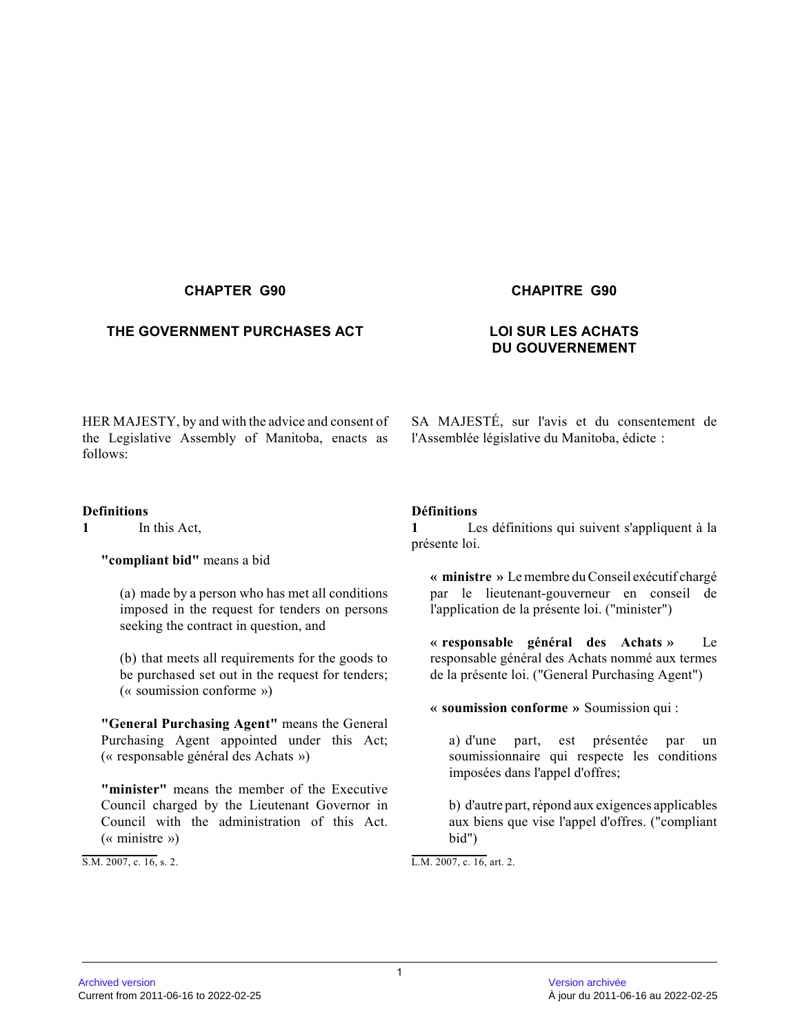**CHAPTER G90**

**THE GOVERNMENT PURCHASES ACT**

HER MAJESTY, by and with the advice and consent of the Legislative Assembly of Manitoba, enacts as follows:

**Definitions**

**1** In this Act,

**"compliant bid"** means a bid

(a) made by a person who has met all conditions imposed in the request for tenders on persons seeking the contract in question, and

(b) that meets all requirements for the goods to be purchased set out in the request for tenders; (« soumission conforme »)

**"General Purchasing Agent"** means the General Purchasing Agent appointed under this Act; (« responsable général des Achats »)

**"minister"** means the member of the Executive Council charged by the Lieutenant Governor in Council with the administration of this Act. (« ministre »)

S.M. 2007, c. 16, s. 2.

**CHAPITRE G90**

**LOI SUR LES ACHATS DU GOUVERNEMENT**

SA MAJESTÉ, sur l'avis et du consentement de l'Assemblée législative du Manitoba, édicte :

**Définitions**

**1** Les définitions qui suivent s'appliquent à la présente loi.

**« ministre »** Le membre du Conseil exécutif chargé par le lieutenant-gouverneur en conseil de l'application de la présente loi. ("minister")

**« responsable général des Achats »** Le responsable général des Achats nommé aux termes de la présente loi. ("General Purchasing Agent")

**« soumission conforme »** Soumission qui :

a) d'une part, est présentée par un soumissionnaire qui respecte les conditions imposées dans l'appel d'offres;

b) d'autre part, répond aux exigences applicables aux biens que vise l'appel d'offres. ("compliant bid")

L.M. 2007, c. 16, art. 2.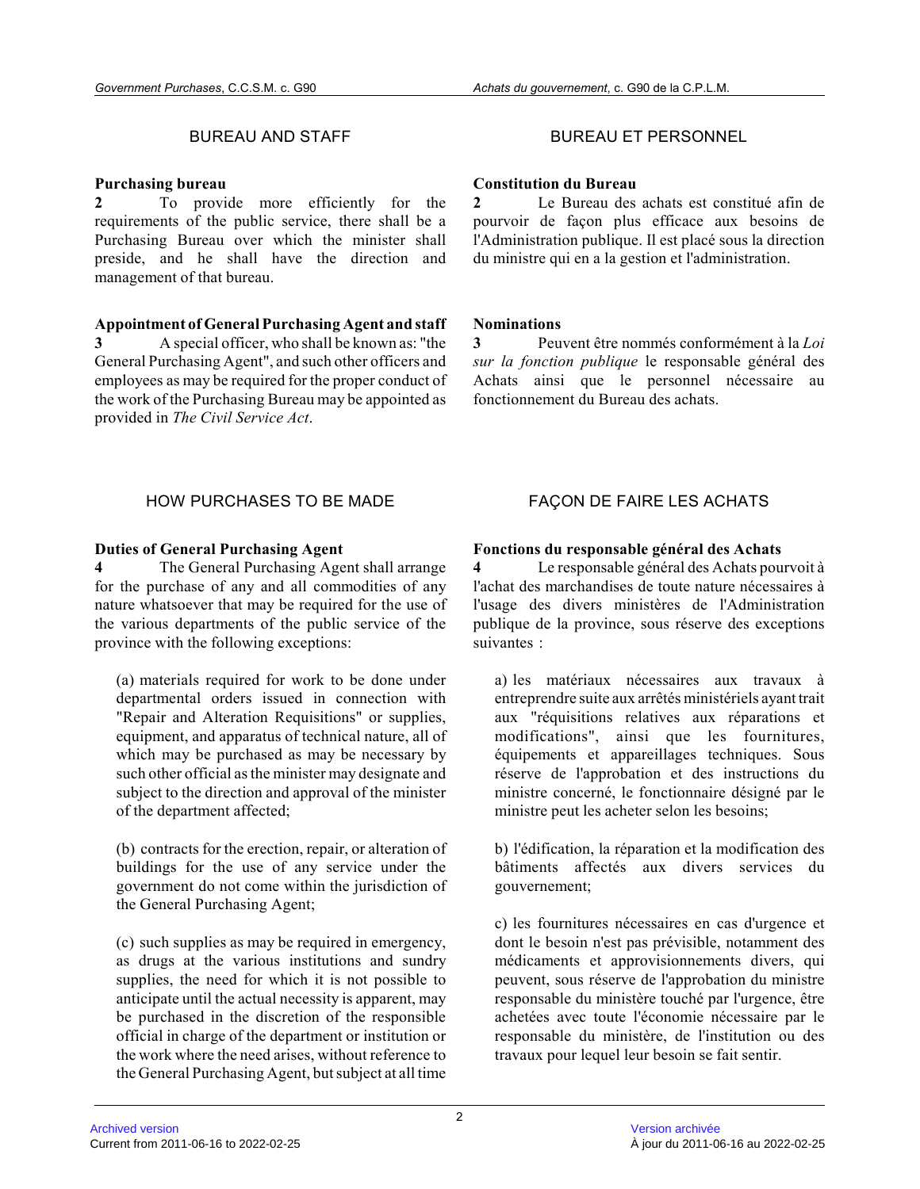## BUREAU AND STAFF

**Purchasing bureau**

**2** To provide more efficiently for the requirements of the public service, there shall be a Purchasing Bureau over which the minister shall preside, and he shall have the direction and management of that bureau.

**Appointment of General Purchasing Agent and staff**

**3** A special officer, who shall be known as: "the General Purchasing Agent", and such other officers and employees as may be required for the proper conduct of the work of the Purchasing Bureau may be appointed as provided in *The Civil Service Act*.

## HOW PURCHASES TO BE MADE

**Duties of General Purchasing Agent**

**4** The General Purchasing Agent shall arrange for the purchase of any and all commodities of any nature whatsoever that may be required for the use of the various departments of the public service of the province with the following exceptions:

(a) materials required for work to be done under departmental orders issued in connection with "Repair and Alteration Requisitions" or supplies, equipment, and apparatus of technical nature, all of which may be purchased as may be necessary by such other official as the minister may designate and subject to the direction and approval of the minister of the department affected;

(b) contracts for the erection, repair, or alteration of buildings for the use of any service under the government do not come within the jurisdiction of the General Purchasing Agent;

(c) such supplies as may be required in emergency, as drugs at the various institutions and sundry supplies, the need for which it is not possible to anticipate until the actual necessity is apparent, may be purchased in the discretion of the responsible official in charge of the department or institution or the work where the need arises, without reference to the General Purchasing Agent, but subject at all time

## BUREAU ET PERSONNEL

**Constitution du Bureau**

**2** Le Bureau des achats est constitué afin de pourvoir de façon plus efficace aux besoins de l'Administration publique. Il est placé sous la direction du ministre qui en a la gestion et l'administration.

**Nominations**

**3** Peuvent être nommés conformément à la *Loi sur la fonction publique* le responsable général des Achats ainsi que le personnel nécessaire au fonctionnement du Bureau des achats.

## FAÇON DE FAIRE LES ACHATS

**Fonctions du responsable général des Achats**

**4** Le responsable général des Achats pourvoit à l'achat des marchandises de toute nature nécessaires à l'usage des divers ministères de l'Administration publique de la province, sous réserve des exceptions suivantes :

a) les matériaux nécessaires aux travaux à entreprendre suite aux arrêtés ministériels ayant trait aux "réquisitions relatives aux réparations et modifications", ainsi que les fournitures, équipements et appareillages techniques. Sous réserve de l'approbation et des instructions du ministre concerné, le fonctionnaire désigné par le ministre peut les acheter selon les besoins;

b) l'édification, la réparation et la modification des bâtiments affectés aux divers services du gouvernement;

c) les fournitures nécessaires en cas d'urgence et dont le besoin n'est pas prévisible, notamment des médicaments et approvisionnements divers, qui peuvent, sous réserve de l'approbation du ministre responsable du ministère touché par l'urgence, être achetées avec toute l'économie nécessaire par le responsable du ministère, de l'institution ou des travaux pour lequel leur besoin se fait sentir.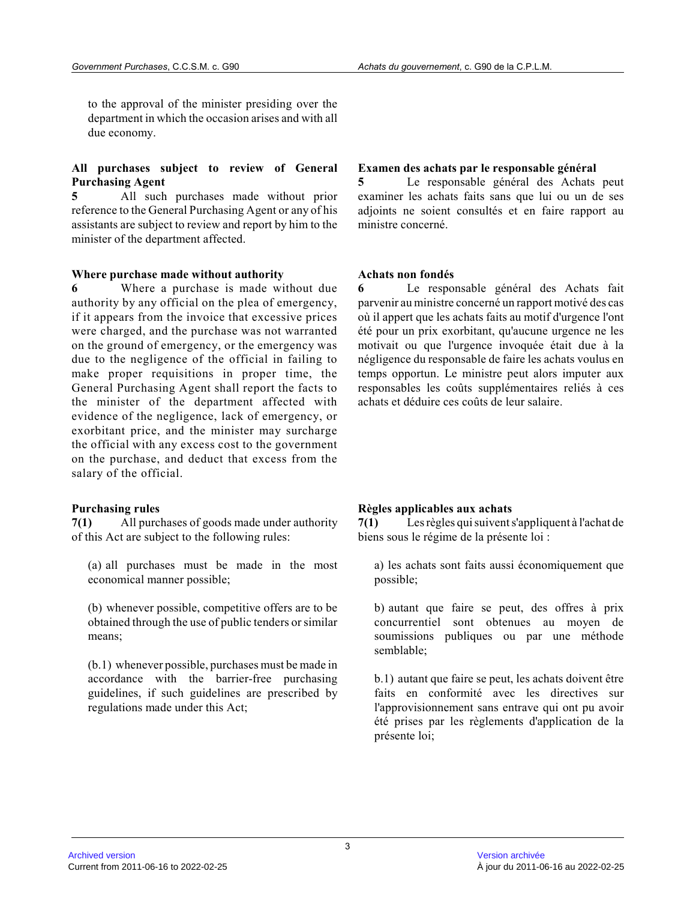to the approval of the minister presiding over the department in which the occasion arises and with all due economy.

**All purchases subject to review of General Purchasing Agent**

**5** All such purchases made without prior reference to the General Purchasing Agent or any of his assistants are subject to review and report by him to the minister of the department affected.

**Where purchase made without authority**

**6** Where a purchase is made without due authority by any official on the plea of emergency, if it appears from the invoice that excessive prices were charged, and the purchase was not warranted on the ground of emergency, or the emergency was due to the negligence of the official in failing to make proper requisitions in proper time, the General Purchasing Agent shall report the facts to the minister of the department affected with evidence of the negligence, lack of emergency, or exorbitant price, and the minister may surcharge the official with any excess cost to the government on the purchase, and deduct that excess from the salary of the official.

**Purchasing rules**

**7(1)** All purchases of goods made under authority of this Act are subject to the following rules:

(a) all purchases must be made in the most economical manner possible;

(b) whenever possible, competitive offers are to be obtained through the use of public tenders or similar means;

(b.1) whenever possible, purchases must be made in accordance with the barrier-free purchasing guidelines, if such guidelines are prescribed by regulations made under this Act;

**Examen des achats par le responsable général**

**5** Le responsable général des Achats peut examiner les achats faits sans que lui ou un de ses adjoints ne soient consultés et en faire rapport au ministre concerné.

**Achats non fondés**

**6** Le responsable général des Achats fait parvenir au ministre concerné un rapport motivé des cas où il appert que les achats faits au motif d'urgence l'ont été pour un prix exorbitant, qu'aucune urgence ne les motivait ou que l'urgence invoquée était due à la négligence du responsable de faire les achats voulus en temps opportun. Le ministre peut alors imputer aux responsables les coûts supplémentaires reliés à ces achats et déduire ces coûts de leur salaire.

**Règles applicables aux achats**

**7(1)** Les règles qui suivent s'appliquent à l'achat de biens sous le régime de la présente loi :

a) les achats sont faits aussi économiquement que possible;

b) autant que faire se peut, des offres à prix concurrentiel sont obtenues au moyen de soumissions publiques ou par une méthode semblable;

b.1) autant que faire se peut, les achats doivent être faits en conformité avec les directives sur l'approvisionnement sans entrave qui ont pu avoir été prises par les règlements d'application de la présente loi;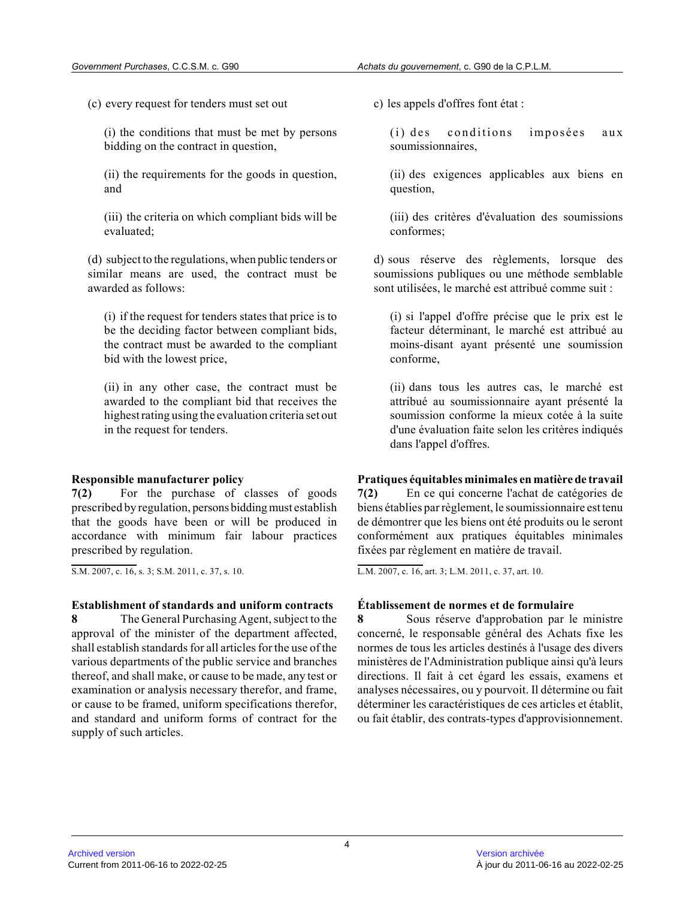(c) every request for tenders must set out

(i) the conditions that must be met by persons bidding on the contract in question,

(ii) the requirements for the goods in question, and

(iii) the criteria on which compliant bids will be evaluated;

(d) subject to the regulations, when public tenders or similar means are used, the contract must be awarded as follows:

(i) if the request for tenders states that price is to be the deciding factor between compliant bids, the contract must be awarded to the compliant bid with the lowest price,

(ii) in any other case, the contract must be awarded to the compliant bid that receives the highest rating using the evaluation criteria set out in the request for tenders.

c) les appels d'offres font état :

(i) des conditions imposées aux soumissionnaires,

(ii) des exigences applicables aux biens en question,

(iii) des critères d'évaluation des soumissions conformes;

d) sous réserve des règlements, lorsque des soumissions publiques ou une méthode semblable sont utilisées, le marché est attribué comme suit :

(i) si l'appel d'offre précise que le prix est le facteur déterminant, le marché est attribué au moins-disant ayant présenté une soumission conforme,

(ii) dans tous les autres cas, le marché est attribué au soumissionnaire ayant présenté la soumission conforme la mieux cotée à la suite d'une évaluation faite selon les critères indiqués dans l'appel d'offres.

**Responsible manufacturer policy**

**7(2)** For the purchase of classes of goods prescribed by regulation, persons bidding must establish that the goods have been or will be produced in accordance with minimum fair labour practices prescribed by regulation.

S.M. 2007, c. 16, s. 3; S.M. 2011, c. 37, s. 10.

**Pratiques équitables minimales en matière de travail**

**7(2)** En ce qui concerne l'achat de catégories de biens établies par règlement, le soumissionnaire est tenu de démontrer que les biens ont été produits ou le seront conformément aux pratiques équitables minimales fixées par règlement en matière de travail.

L.M. 2007, c. 16, art. 3; L.M. 2011, c. 37, art. 10.

**Establishment of standards and uniform contracts**

**8** The General Purchasing Agent, subject to the approval of the minister of the department affected, shall establish standards for all articles for the use of the various departments of the public service and branches thereof, and shall make, or cause to be made, any test or examination or analysis necessary therefor, and frame, or cause to be framed, uniform specifications therefor, and standard and uniform forms of contract for the supply of such articles.

**Établissement de normes et de formulaire**

**8** Sous réserve d'approbation par le ministre concerné, le responsable général des Achats fixe les normes de tous les articles destinés à l'usage des divers ministères de l'Administration publique ainsi qu'à leurs directions. Il fait à cet égard les essais, examens et analyses nécessaires, ou y pourvoit. Il détermine ou fait déterminer les caractéristiques de ces articles et établit, ou fait établir, des contrats-types d'approvisionnement.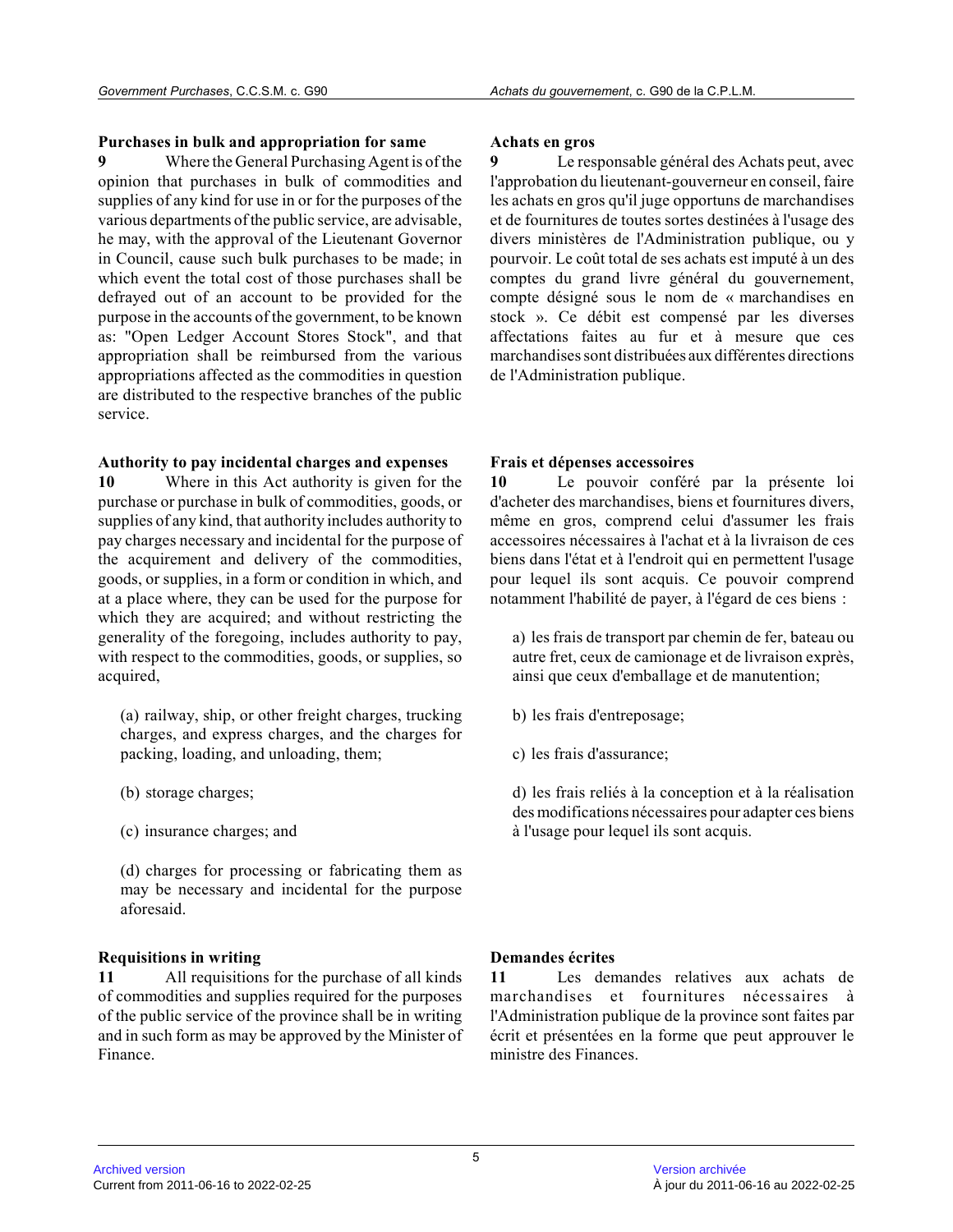### Purchases in bulk and appropriation for same

**9** Where the General Purchasing Agent is of the opinion that purchases in bulk of commodities and supplies of any kind for use in or for the purposes of the various departments of the public service, are advisable, he may, with the approval of the Lieutenant Governor in Council, cause such bulk purchases to be made; in which event the total cost of those purchases shall be defrayed out of an account to be provided for the purpose in the accounts of the government, to be known as: "Open Ledger Account Stores Stock", and that appropriation shall be reimbursed from the various appropriations affected as the commodities in question are distributed to the respective branches of the public service.

### Achats en gros

**9** Le responsable général des Achats peut, avec l'approbation du lieutenant-gouverneur en conseil, faire les achats en gros qu'il juge opportuns de marchandises et de fournitures de toutes sortes destinées à l'usage des divers ministères de l'Administration publique, ou y pourvoir. Le coût total de ses achats est imputé à un des comptes du grand livre général du gouvernement, compte désigné sous le nom de « marchandises en stock ». Ce débit est compensé par les diverses affectations faites au fur et à mesure que ces marchandises sont distribuées aux différentes directions de l'Administration publique.

### Authority to pay incidental charges and expenses

**10** Where in this Act authority is given for the purchase or purchase in bulk of commodities, goods, or supplies of any kind, that authority includes authority to pay charges necessary and incidental for the purpose of the acquirement and delivery of the commodities, goods, or supplies, in a form or condition in which, and at a place where, they can be used for the purpose for which they are acquired; and without restricting the generality of the foregoing, includes authority to pay, with respect to the commodities, goods, or supplies, so acquired,

(a) railway, ship, or other freight charges, trucking charges, and express charges, and the charges for packing, loading, and unloading, them;

(b) storage charges;

(c) insurance charges; and

(d) charges for processing or fabricating them as may be necessary and incidental for the purpose aforesaid.

### Frais et dépenses accessoires

**10** Le pouvoir conféré par la présente loi d'acheter des marchandises, biens et fournitures divers, même en gros, comprend celui d'assumer les frais accessoires nécessaires à l'achat et à la livraison de ces biens dans l'état et à l'endroit qui en permettent l'usage pour lequel ils sont acquis. Ce pouvoir comprend notamment l'habilité de payer, à l'égard de ces biens :

a) les frais de transport par chemin de fer, bateau ou autre fret, ceux de camionage et de livraison exprès, ainsi que ceux d'emballage et de manutention;

b) les frais d'entreposage;

c) les frais d'assurance;

d) les frais reliés à la conception et à la réalisation des modifications nécessaires pour adapter ces biens à l'usage pour lequel ils sont acquis.

### Requisitions in writing

**11** All requisitions for the purchase of all kinds of commodities and supplies required for the purposes of the public service of the province shall be in writing and in such form as may be approved by the Minister of Finance.

### Demandes écrites

**11** Les demandes relatives aux achats de marchandises et fournitures nécessaires à l'Administration publique de la province sont faites par écrit et présentées en la forme que peut approuver le ministre des Finances.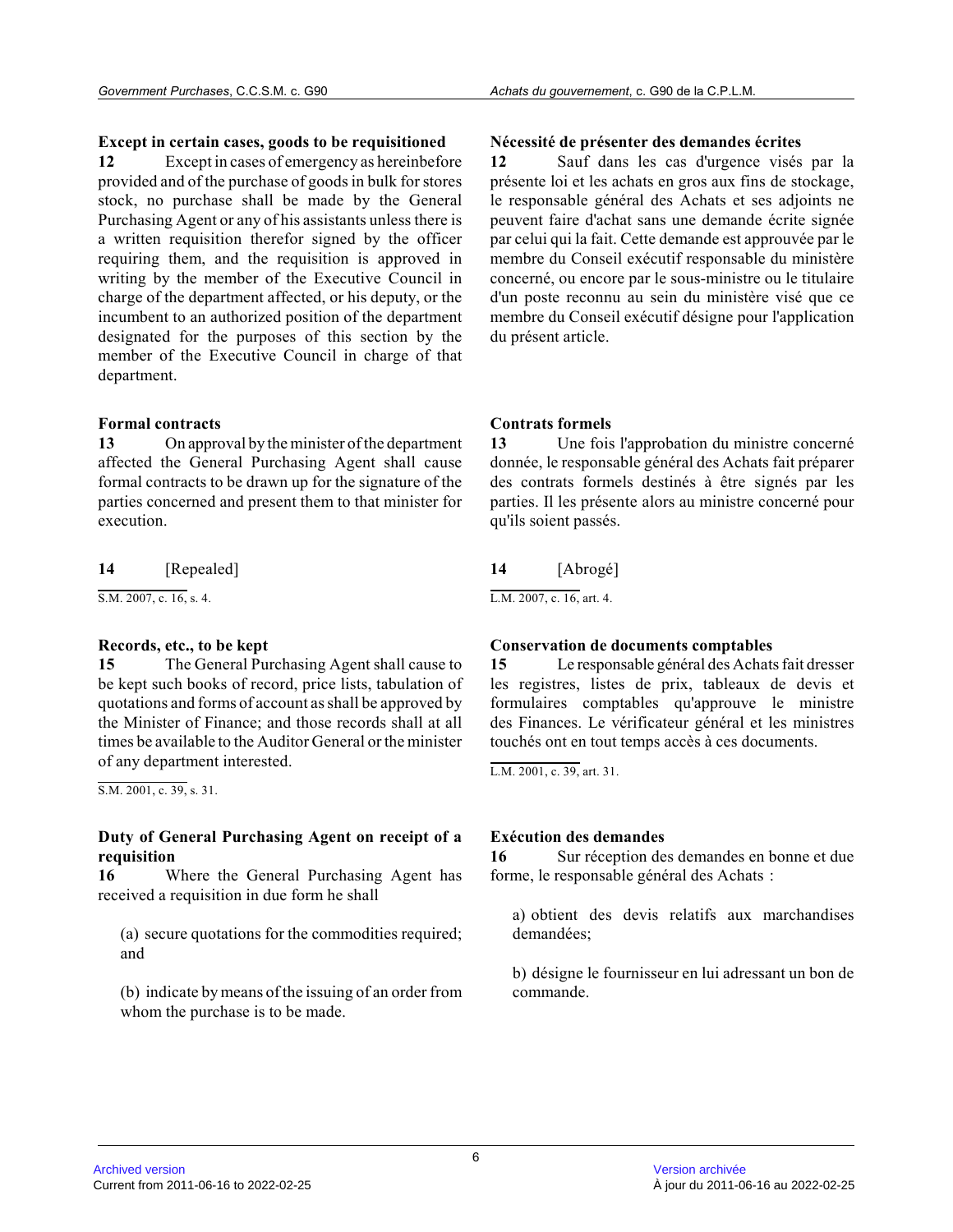### Except in certain cases, goods to be requisitioned

**12** Except in cases of emergency as hereinbefore provided and of the purchase of goods in bulk for stores stock, no purchase shall be made by the General Purchasing Agent or any of his assistants unless there is a written requisition therefor signed by the officer requiring them, and the requisition is approved in writing by the member of the Executive Council in charge of the department affected, or his deputy, or the incumbent to an authorized position of the department designated for the purposes of this section by the member of the Executive Council in charge of that department.

### Formal contracts

**13** On approval by the minister of the department affected the General Purchasing Agent shall cause formal contracts to be drawn up for the signature of the parties concerned and present them to that minister for execution.

**14** [Repealed]

S.M. 2007, c. 16, s. 4.

### Records, etc., to be kept

**15** The General Purchasing Agent shall cause to be kept such books of record, price lists, tabulation of quotations and forms of account as shall be approved by the Minister of Finance; and those records shall at all times be available to the Auditor General or the minister of any department interested.

S.M. 2001, c. 39, s. 31.

### Duty of General Purchasing Agent on receipt of a requisition

**16** Where the General Purchasing Agent has received a requisition in due form he shall

(a) secure quotations for the commodities required; and

(b) indicate by means of the issuing of an order from whom the purchase is to be made.

### Nécessité de présenter des demandes écrites

**12** Sauf dans les cas d'urgence visés par la présente loi et les achats en gros aux fins de stockage, le responsable général des Achats et ses adjoints ne peuvent faire d'achat sans une demande écrite signée par celui qui la fait. Cette demande est approuvée par le membre du Conseil exécutif responsable du ministère concerné, ou encore par le sous-ministre ou le titulaire d'un poste reconnu au sein du ministère visé que ce membre du Conseil exécutif désigne pour l'application du présent article.

### Contrats formels

**13** Une fois l'approbation du ministre concerné donnée, le responsable général des Achats fait préparer des contrats formels destinés à être signés par les parties. Il les présente alors au ministre concerné pour qu'ils soient passés.

**14** [Abrogé]

L.M. 2007, c. 16, art. 4.

### Conservation de documents comptables

**15** Le responsable général des Achats fait dresser les registres, listes de prix, tableaux de devis et formulaires comptables qu'approuve le ministre des Finances. Le vérificateur général et les ministres touchés ont en tout temps accès à ces documents.

L.M. 2001, c. 39, art. 31.

### Exécution des demandes

**16** Sur réception des demandes en bonne et due forme, le responsable général des Achats :

a) obtient des devis relatifs aux marchandises demandées;

b) désigne le fournisseur en lui adressant un bon de commande.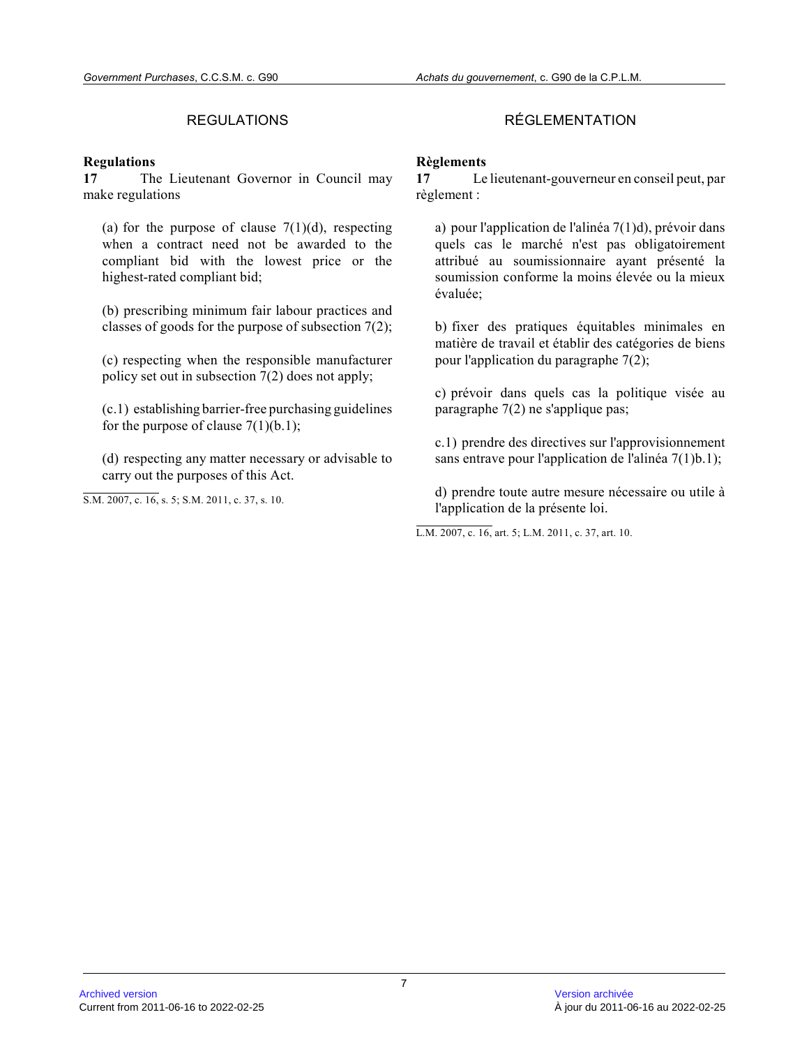## REGULATIONS

**Regulations**

**17** The Lieutenant Governor in Council may make regulations

(a) for the purpose of clause 7(1)(d), respecting when a contract need not be awarded to the compliant bid with the lowest price or the highest-rated compliant bid;

(b) prescribing minimum fair labour practices and classes of goods for the purpose of subsection 7(2);

(c) respecting when the responsible manufacturer policy set out in subsection 7(2) does not apply;

(c.1) establishing barrier-free purchasing guidelines for the purpose of clause 7(1)(b.1);

(d) respecting any matter necessary or advisable to carry out the purposes of this Act.

S.M. 2007, c. 16, s. 5; S.M. 2011, c. 37, s. 10.

## RÉGLEMENTATION

**Règlements**

**17** Le lieutenant-gouverneur en conseil peut, par règlement :

a) pour l'application de l'alinéa 7(1)d), prévoir dans quels cas le marché n'est pas obligatoirement attribué au soumissionnaire ayant présenté la soumission conforme la moins élevée ou la mieux évaluée;

b) fixer des pratiques équitables minimales en matière de travail et établir des catégories de biens pour l'application du paragraphe 7(2);

c) prévoir dans quels cas la politique visée au paragraphe 7(2) ne s'applique pas;

c.1) prendre des directives sur l'approvisionnement sans entrave pour l'application de l'alinéa 7(1)b.1);

d) prendre toute autre mesure nécessaire ou utile à l'application de la présente loi.

L.M. 2007, c. 16, art. 5; L.M. 2011, c. 37, art. 10.